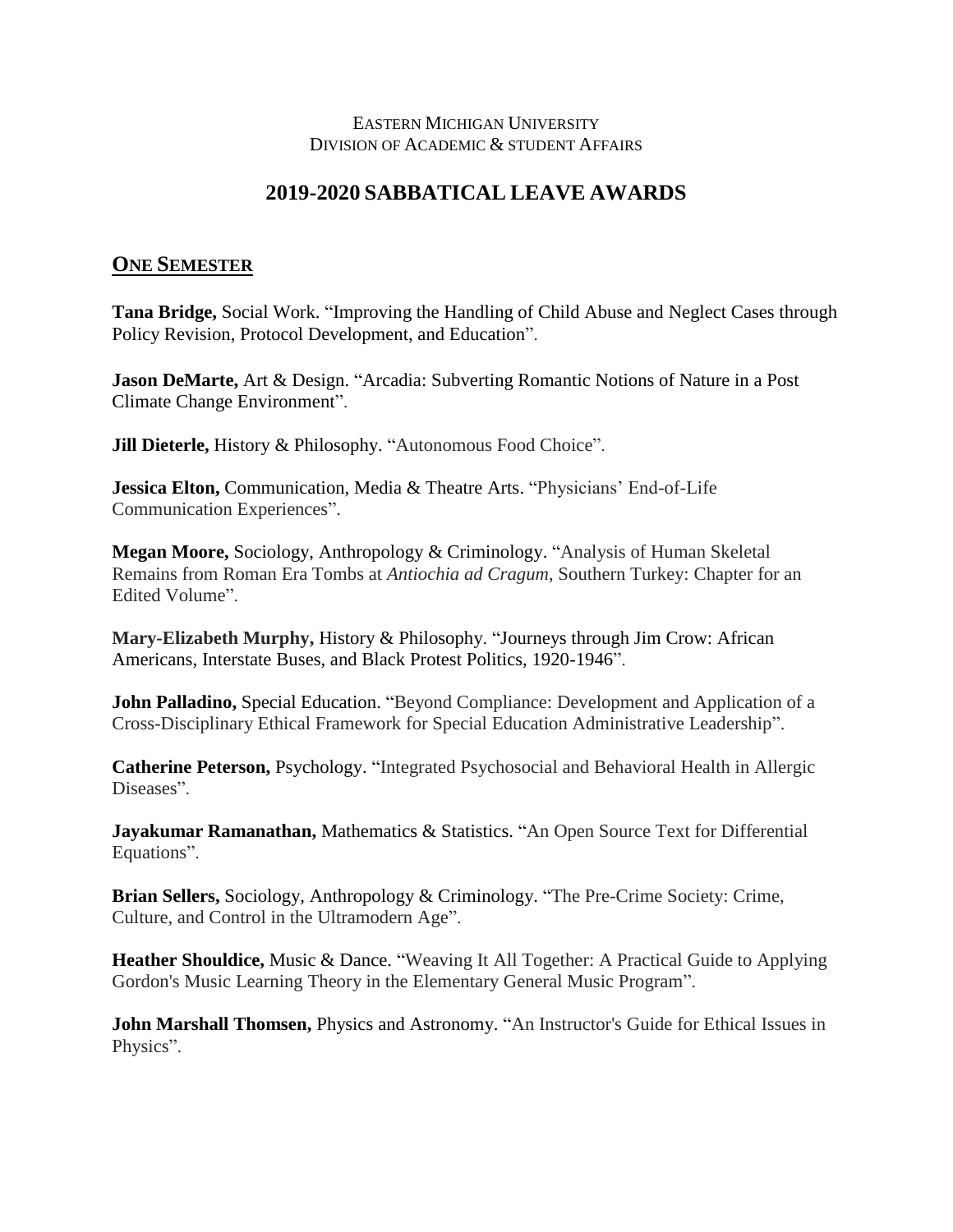Eastern Michigan University
Division of Academic & Student Affairs

# 2019-2020 SABBATICAL LEAVE AWARDS

## One Semester

**Tana Bridge,** Social Work. "Improving the Handling of Child Abuse and Neglect Cases through Policy Revision, Protocol Development, and Education".

**Jason DeMarte,** Art & Design. "Arcadia: Subverting Romantic Notions of Nature in a Post Climate Change Environment".

**Jill Dieterle,** History & Philosophy. "Autonomous Food Choice".

**Jessica Elton,** Communication, Media & Theatre Arts. "Physicians' End-of-Life Communication Experiences".

**Megan Moore,** Sociology, Anthropology & Criminology. "Analysis of Human Skeletal Remains from Roman Era Tombs at *Antiochia ad Cragum*, Southern Turkey: Chapter for an Edited Volume".

**Mary-Elizabeth Murphy,** History & Philosophy. "Journeys through Jim Crow: African Americans, Interstate Buses, and Black Protest Politics, 1920-1946".

**John Palladino,** Special Education. "Beyond Compliance: Development and Application of a Cross-Disciplinary Ethical Framework for Special Education Administrative Leadership".

**Catherine Peterson,** Psychology. "Integrated Psychosocial and Behavioral Health in Allergic Diseases".

**Jayakumar Ramanathan,** Mathematics & Statistics. "An Open Source Text for Differential Equations".

**Brian Sellers,** Sociology, Anthropology & Criminology. "The Pre-Crime Society: Crime, Culture, and Control in the Ultramodern Age".

**Heather Shouldice,** Music & Dance. "Weaving It All Together: A Practical Guide to Applying Gordon's Music Learning Theory in the Elementary General Music Program".

**John Marshall Thomsen,** Physics and Astronomy. "An Instructor's Guide for Ethical Issues in Physics".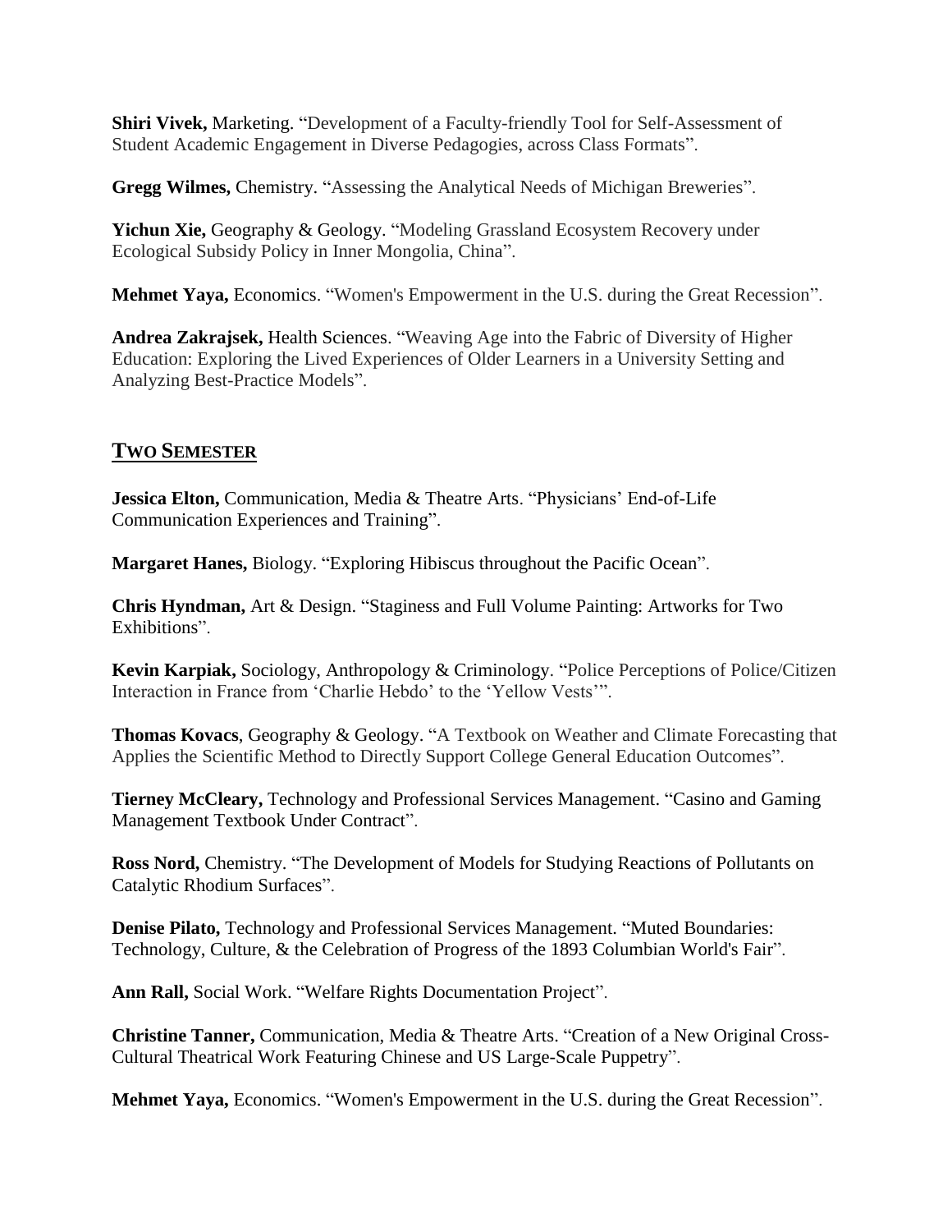**Shiri Vivek,** Marketing. "Development of a Faculty-friendly Tool for Self-Assessment of Student Academic Engagement in Diverse Pedagogies, across Class Formats".

**Gregg Wilmes,** Chemistry. "Assessing the Analytical Needs of Michigan Breweries".

**Yichun Xie,** Geography & Geology. "Modeling Grassland Ecosystem Recovery under Ecological Subsidy Policy in Inner Mongolia, China".

**Mehmet Yaya,** Economics. "Women's Empowerment in the U.S. during the Great Recession".

**Andrea Zakrajsek,** Health Sciences. "Weaving Age into the Fabric of Diversity of Higher Education: Exploring the Lived Experiences of Older Learners in a University Setting and Analyzing Best-Practice Models".

## TWO SEMESTER

**Jessica Elton,** Communication, Media & Theatre Arts. "Physicians' End-of-Life Communication Experiences and Training".

**Margaret Hanes,** Biology. "Exploring Hibiscus throughout the Pacific Ocean".

**Chris Hyndman,** Art & Design. "Staginess and Full Volume Painting: Artworks for Two Exhibitions".

**Kevin Karpiak,** Sociology, Anthropology & Criminology. "Police Perceptions of Police/Citizen Interaction in France from 'Charlie Hebdo' to the 'Yellow Vests'".

**Thomas Kovacs**, Geography & Geology. "A Textbook on Weather and Climate Forecasting that Applies the Scientific Method to Directly Support College General Education Outcomes".

**Tierney McCleary,** Technology and Professional Services Management. "Casino and Gaming Management Textbook Under Contract".

**Ross Nord,** Chemistry. "The Development of Models for Studying Reactions of Pollutants on Catalytic Rhodium Surfaces".

**Denise Pilato,** Technology and Professional Services Management. "Muted Boundaries: Technology, Culture, & the Celebration of Progress of the 1893 Columbian World's Fair".

**Ann Rall,** Social Work. "Welfare Rights Documentation Project".

**Christine Tanner,** Communication, Media & Theatre Arts. "Creation of a New Original Cross-Cultural Theatrical Work Featuring Chinese and US Large-Scale Puppetry".

**Mehmet Yaya,** Economics. "Women's Empowerment in the U.S. during the Great Recession".